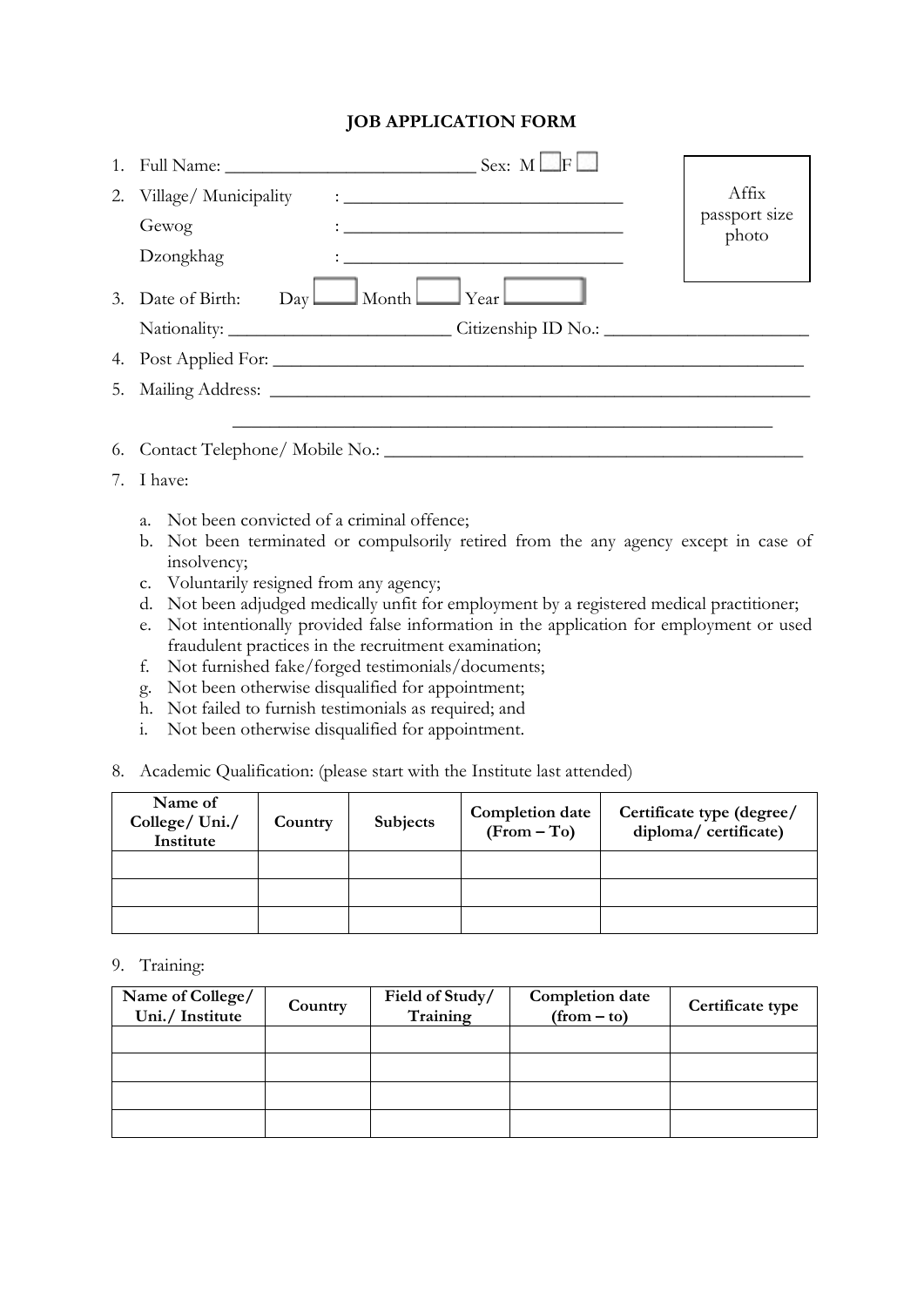# JOB APPLICATION FORM

1. Full Name: ___________________________ Sex: M ☐ F ☐

   Affix passport size photo

2. Village/ Municipality : ______________________________

   Gewog : ______________________________

   Dzongkhag : ______________________________

3. Date of Birth: Day ☐ Month ☐ Year ☐

   Nationality: ________________________ Citizenship ID No.: ______________________

4. Post Applied For: ___________________________________________________________

5. Mailing Address: ___________________________________________________________

   ___________________________________________________________

6. Contact Telephone/ Mobile No.: _____________________________________________

7. I have:

   a. Not been convicted of a criminal offence;
   b. Not been terminated or compulsorily retired from the any agency except in case of insolvency;
   c. Voluntarily resigned from any agency;
   d. Not been adjudged medically unfit for employment by a registered medical practitioner;
   e. Not intentionally provided false information in the application for employment or used fraudulent practices in the recruitment examination;
   f. Not furnished fake/forged testimonials/documents;
   g. Not been otherwise disqualified for appointment;
   h. Not failed to furnish testimonials as required; and
   i. Not been otherwise disqualified for appointment.

8. Academic Qualification: (please start with the Institute last attended)

| Name of College/ Uni./ Institute | Country | Subjects | Completion date (From – To) | Certificate type (degree/ diploma/ certificate) |
|---|---|---|---|---|
| | | | | |
| | | | | |
| | | | | |

9. Training:

| Name of College/ Uni./ Institute | Country | Field of Study/ Training | Completion date (from – to) | Certificate type |
|---|---|---|---|---|
| | | | | |
| | | | | |
| | | | | |
| | | | | |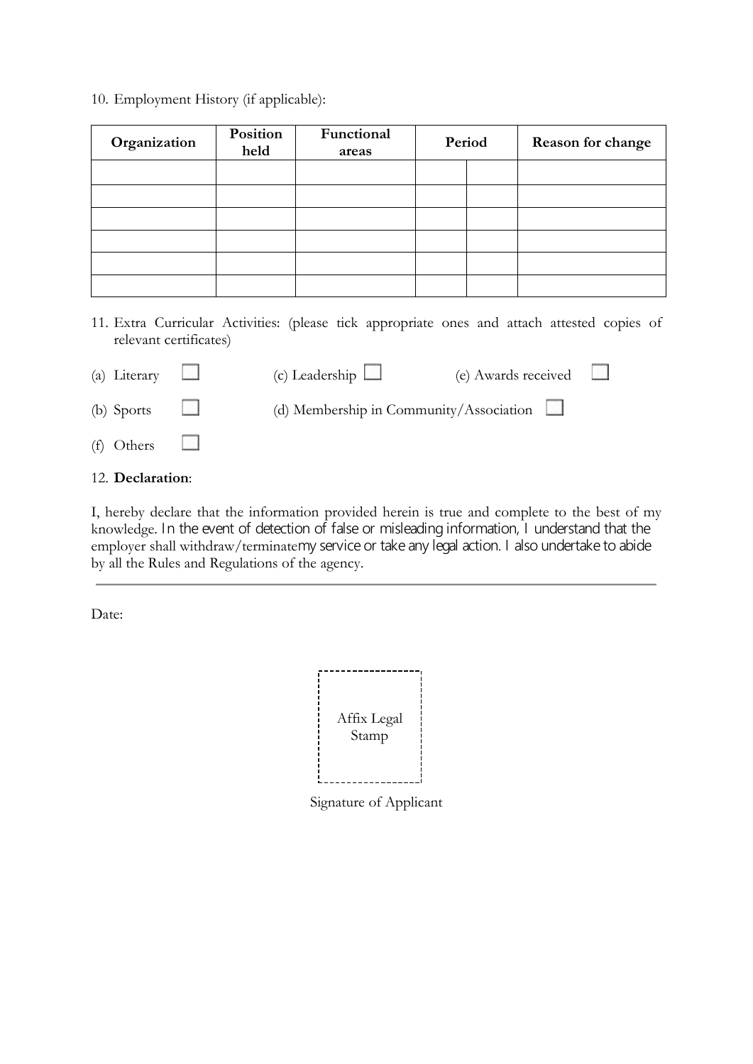10. Employment History (if applicable):

| Organization | Position held | Functional areas | Period | | Reason for change |
|---|---|---|---|---|---|
| | | | | | |
| | | | | | |
| | | | | | |
| | | | | | |
| | | | | | |
| | | | | | |

11. Extra Curricular Activities: (please tick appropriate ones and attach attested copies of relevant certificates)

(a) Literary ☐ (c) Leadership ☐ (e) Awards received ☐

(b) Sports ☐ (d) Membership in Community/Association ☐

(f) Others ☐

12. **Declaration**:

I, hereby declare that the information provided herein is true and complete to the best of my knowledge. In the event of detection of false or misleading information, I understand that the employer shall withdraw/terminatemy service or take any legal action. I also undertake to abide by all the Rules and Regulations of the agency.

---

Date:

Affix Legal Stamp

Signature of Applicant